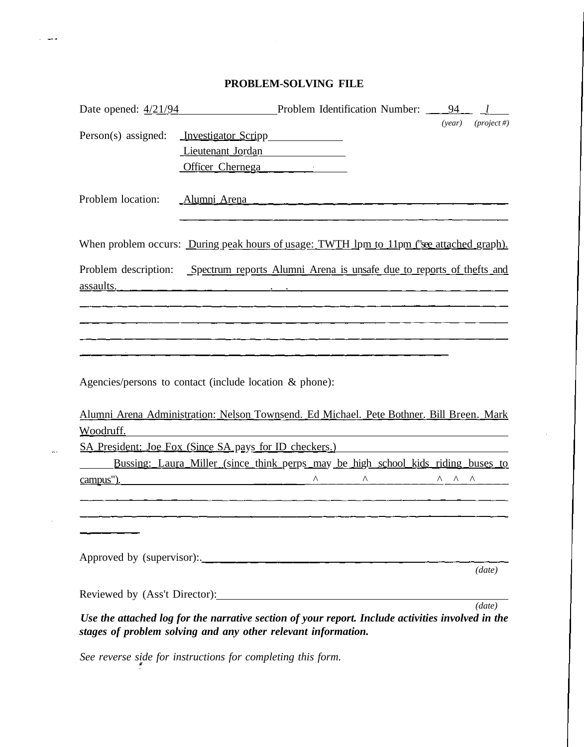# PROBLEM-SOLVING FILE

Date opened: 4/21/94 Problem Identification Number: 94 l
*(year) (project #)*

Person(s) assigned: Investigator Scripp
Lieutenant Jordan
Officer Chernega

Problem location: Alumni Arena

When problem occurs: During peak hours of usage: TWTH lpm to 11pm ("see attached graph).

Problem description: Spectrum reports Alumni Arena is unsafe due to reports of thefts and assaults.

Agencies/persons to contact (include location & phone):

Alumni Arena Administration: Nelson Townsend. Ed Michael. Pete Bothner. Bill Breen. Mark Woodruff.

SA President: Joe Fox (Since SA pays for ID checkers.)

Bussing: Laura Miller (since think perps may be high school kids riding buses to campus").

Approved by (supervisor):
*(date)*

Reviewed by (Ass't Director):
*(date)*

***Use the attached log for the narrative section of your report. Include activities involved in the stages of problem solving and any other relevant information.***

*See reverse side for instructions for completing this form.*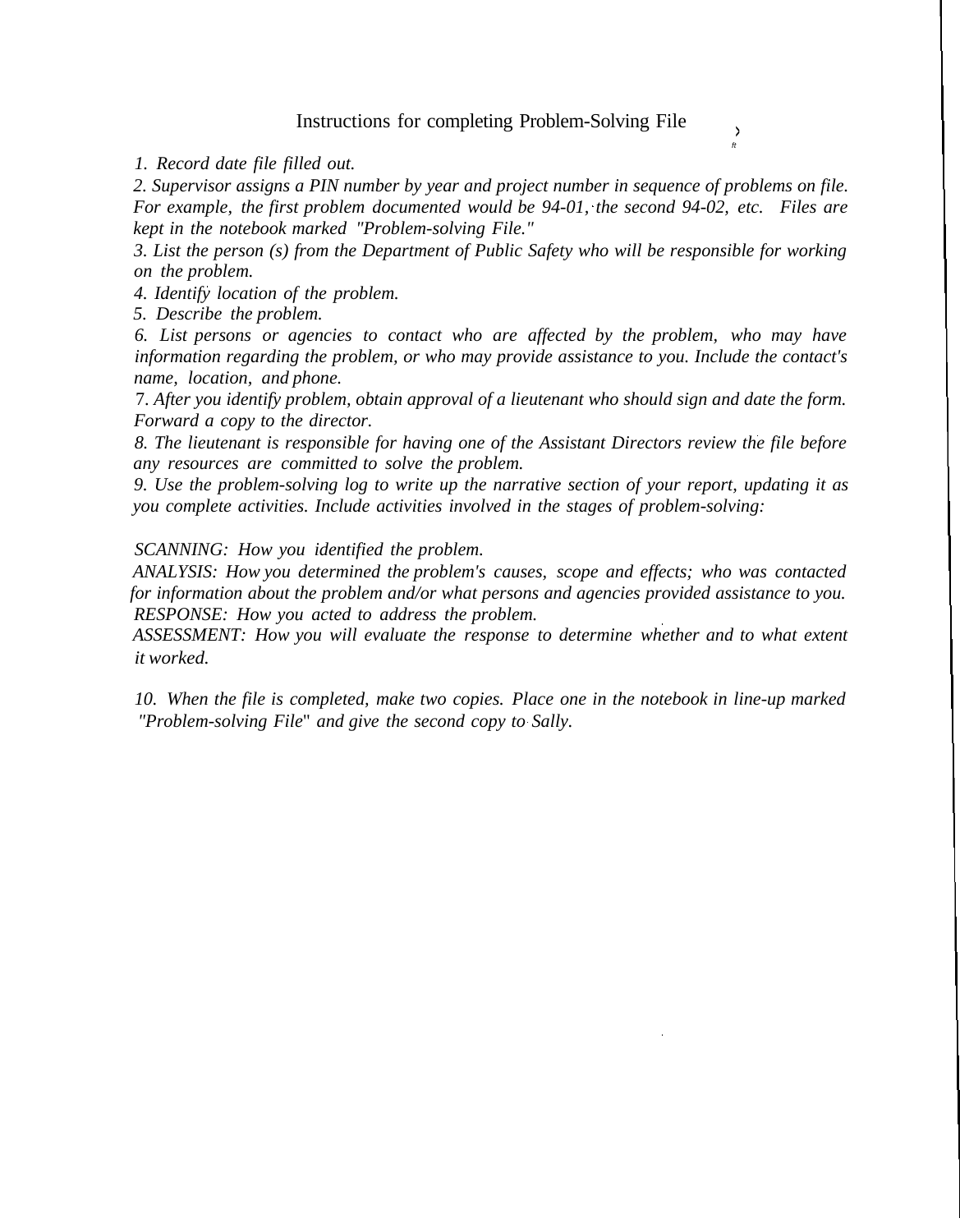# Instructions for completing Problem-Solving File

*1. Record date file filled out.*

*2. Supervisor assigns a PIN number by year and project number in sequence of problems on file. For example, the first problem documented would be 94-01, the second 94-02, etc. Files are kept in the notebook marked "Problem-solving File."*

*3. List the person (s) from the Department of Public Safety who will be responsible for working on the problem.*

*4. Identify location of the problem.*

*5. Describe the problem.*

*6. List persons or agencies to contact who are affected by the problem, who may have information regarding the problem, or who may provide assistance to you. Include the contact's name, location, and phone.*

*7. After you identify problem, obtain approval of a lieutenant who should sign and date the form. Forward a copy to the director.*

*8. The lieutenant is responsible for having one of the Assistant Directors review the file before any resources are committed to solve the problem.*

*9. Use the problem-solving log to write up the narrative section of your report, updating it as you complete activities. Include activities involved in the stages of problem-solving:*

*SCANNING: How you identified the problem.*
*ANALYSIS: How you determined the problem's causes, scope and effects; who was contacted for information about the problem and/or what persons and agencies provided assistance to you.*
*RESPONSE: How you acted to address the problem.*
*ASSESSMENT: How you will evaluate the response to determine whether and to what extent it worked.*

*10. When the file is completed, make two copies. Place one in the notebook in line-up marked "Problem-solving File" and give the second copy to Sally.*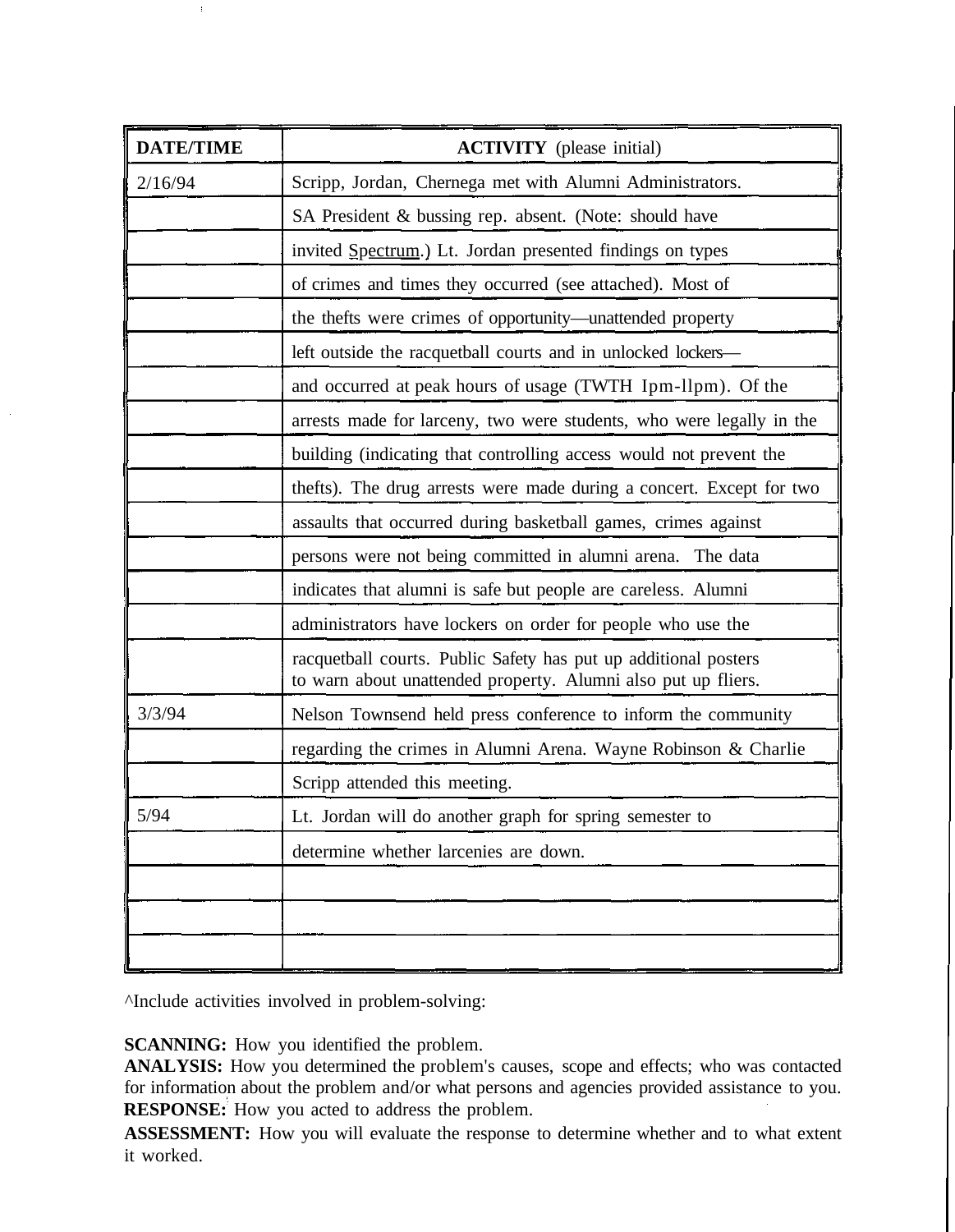| DATE/TIME | ACTIVITY (please initial) |
|---|---|
| 2/16/94 | Scripp, Jordan, Chernega met with Alumni Administrators. |
| | SA President & bussing rep. absent. (Note: should have |
| | invited Spectrum.) Lt. Jordan presented findings on types |
| | of crimes and times they occurred (see attached). Most of |
| | the thefts were crimes of opportunity—unattended property |
| | left outside the racquetball courts and in unlocked lockers— |
| | and occurred at peak hours of usage (TWTH Ipm-llpm). Of the |
| | arrests made for larceny, two were students, who were legally in the |
| | building (indicating that controlling access would not prevent the |
| | thefts). The drug arrests were made during a concert. Except for two |
| | assaults that occurred during basketball games, crimes against |
| | persons were not being committed in alumni arena. The data |
| | indicates that alumni is safe but people are careless. Alumni |
| | administrators have lockers on order for people who use the |
| | racquetball courts. Public Safety has put up additional posters to warn about unattended property. Alumni also put up fliers. |
| 3/3/94 | Nelson Townsend held press conference to inform the community |
| | regarding the crimes in Alumni Arena. Wayne Robinson & Charlie |
| | Scripp attended this meeting. |
| 5/94 | Lt. Jordan will do another graph for spring semester to |
| | determine whether larcenies are down. |
| | |
| | |
| | |

^Include activities involved in problem-solving:

**SCANNING:** How you identified the problem.
**ANALYSIS:** How you determined the problem's causes, scope and effects; who was contacted for information about the problem and/or what persons and agencies provided assistance to you.
**RESPONSE:** How you acted to address the problem.
**ASSESSMENT:** How you will evaluate the response to determine whether and to what extent it worked.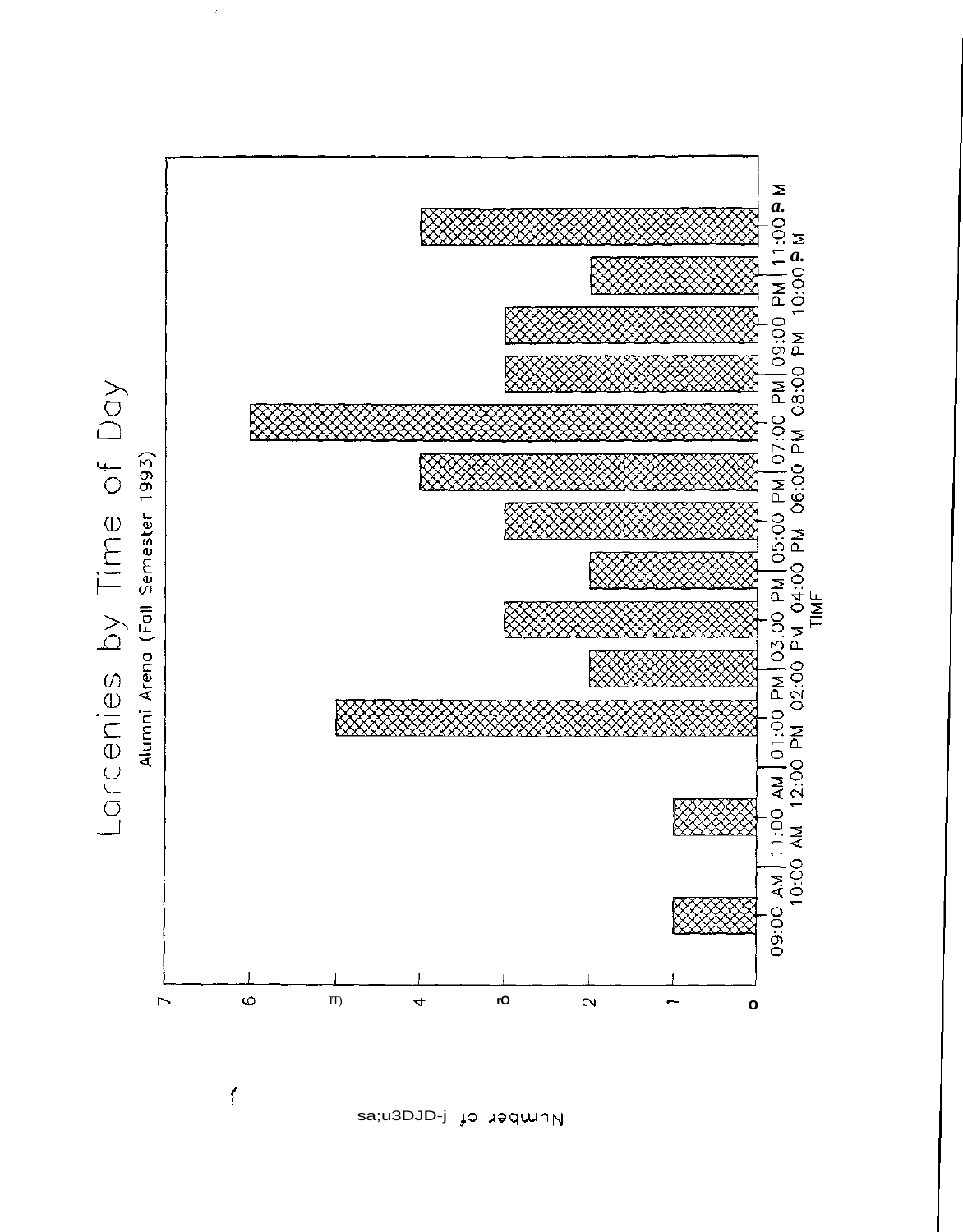# Larcenies by Time of Day

Alumni Arena (Fall Semester 1993)

Number of j-arc3n;es

0
1
2
r0
4
rT)
6
7

09:00 AM
10:00 AM
11:00 AM
12:00 PM
01:00 PM
02:00 PM
03:00 PM
04:00 PM
05:00 PM
06:00 PM
07:00 PM
08:00 PM
09:00 PM
10:00 a. M
11:00 a. M

TIME